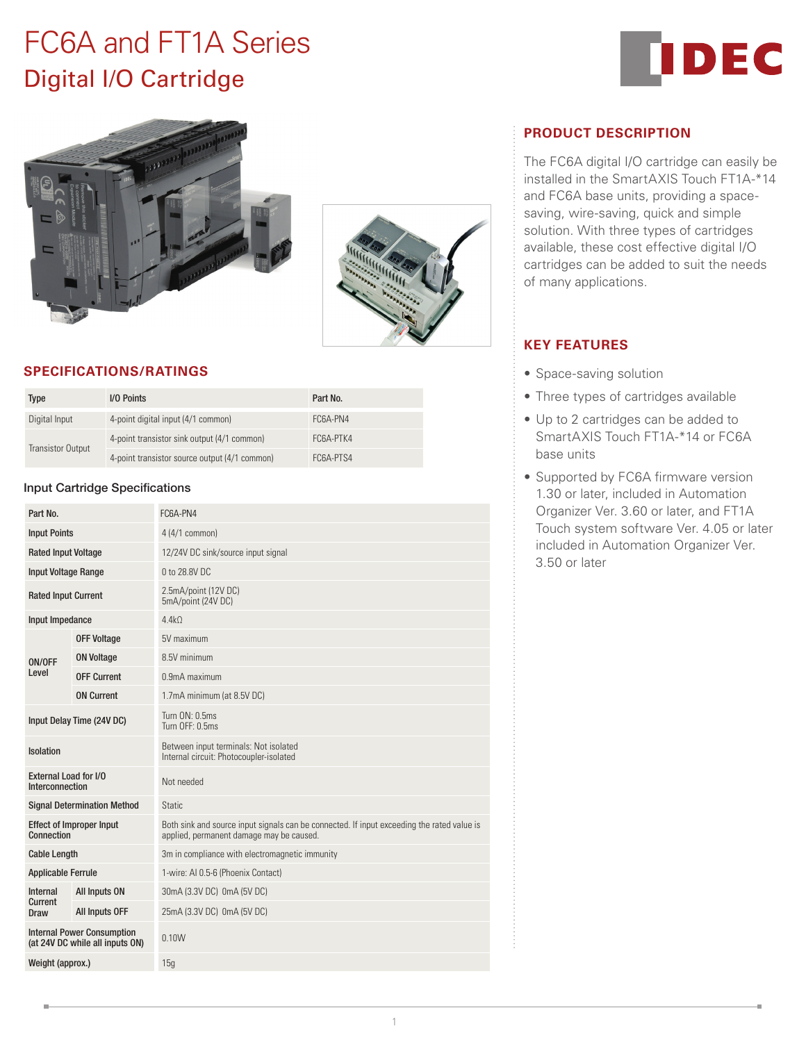# FC6A and FT1A Series

## Digital I/O Cartridge

### PRODUCT DESCRIPTION

The FC6A digital I/O cartridge can easily be installed in the SmartAXIS Touch FT1A-*14 and FC6A base units, providing a space-saving, wire-saving, quick and simple solution. With three types of cartridges available, these cost effective digital I/O cartridges can be added to suit the needs of many applications.

### KEY FEATURES

- Space-saving solution
- Three types of cartridges available
- Up to 2 cartridges can be added to SmartAXIS Touch FT1A-*14 or FC6A base units
- Supported by FC6A firmware version 1.30 or later, included in Automation Organizer Ver. 3.60 or later, and FT1A Touch system software Ver. 4.05 or later included in Automation Organizer Ver. 3.50 or later

### SPECIFICATIONS/RATINGS

| Type | I/O Points | Part No. |
|---|---|---|
| Digital Input | 4-point digital input (4/1 common) | FC6A-PN4 |
| Transistor Output | 4-point transistor sink output (4/1 common) | FC6A-PTK4 |
| | 4-point transistor source output (4/1 common) | FC6A-PTS4 |

#### Input Cartridge Specifications

| Part No. | | FC6A-PN4 |
|---|---|---|
| Input Points | | 4 (4/1 common) |
| Rated Input Voltage | | 12/24V DC sink/source input signal |
| Input Voltage Range | | 0 to 28.8V DC |
| Rated Input Current | | 2.5mA/point (12V DC)<br>5mA/point (24V DC) |
| Input Impedance | | 4.4kΩ |
| ON/OFF Level | OFF Voltage | 5V maximum |
| | ON Voltage | 8.5V minimum |
| | OFF Current | 0.9mA maximum |
| | ON Current | 1.7mA minimum (at 8.5V DC) |
| Input Delay Time (24V DC) | | Turn ON: 0.5ms<br>Turn OFF: 0.5ms |
| Isolation | | Between input terminals: Not isolated<br>Internal circuit: Photocoupler-isolated |
| External Load for I/O Interconnection | | Not needed |
| Signal Determination Method | | Static |
| Effect of Improper Input Connection | | Both sink and source input signals can be connected. If input exceeding the rated value is applied, permanent damage may be caused. |
| Cable Length | | 3m in compliance with electromagnetic immunity |
| Applicable Ferrule | | 1-wire: AI 0.5-6 (Phoenix Contact) |
| Internal Current Draw | All Inputs ON | 30mA (3.3V DC) 0mA (5V DC) |
| | All Inputs OFF | 25mA (3.3V DC) 0mA (5V DC) |
| Internal Power Consumption (at 24V DC while all inputs ON) | | 0.10W |
| Weight (approx.) | | 15g |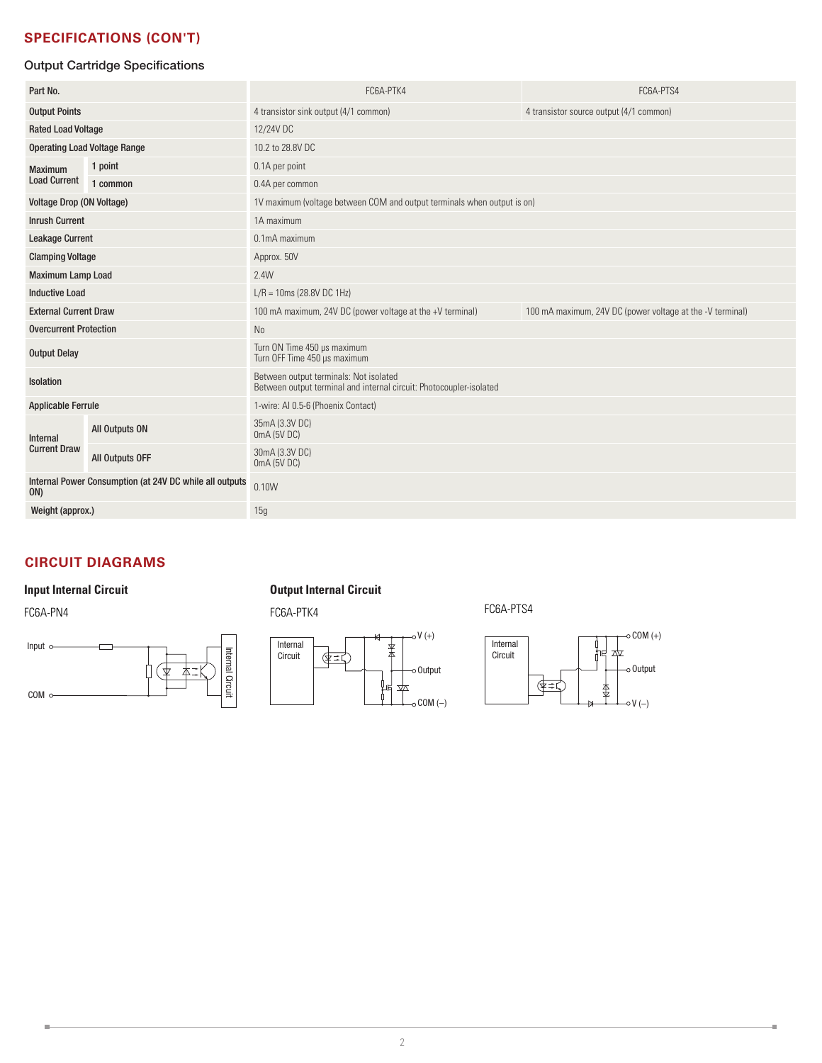## SPECIFICATIONS (CON'T)

### Output Cartridge Specifications

| Part No. | | FC6A-PTK4 | FC6A-PTS4 |
|---|---|---|---|
| Output Points | | 4 transistor sink output (4/1 common) | 4 transistor source output (4/1 common) |
| Rated Load Voltage | | 12/24V DC | |
| Operating Load Voltage Range | | 10.2 to 28.8V DC | |
| Maximum Load Current | 1 point | 0.1A per point | |
| | 1 common | 0.4A per common | |
| Voltage Drop (ON Voltage) | | 1V maximum (voltage between COM and output terminals when output is on) | |
| Inrush Current | | 1A maximum | |
| Leakage Current | | 0.1mA maximum | |
| Clamping Voltage | | Approx. 50V | |
| Maximum Lamp Load | | 2.4W | |
| Inductive Load | | L/R = 10ms (28.8V DC 1Hz) | |
| External Current Draw | | 100 mA maximum, 24V DC (power voltage at the +V terminal) | 100 mA maximum, 24V DC (power voltage at the -V terminal) |
| Overcurrent Protection | | No | |
| Output Delay | | Turn ON Time 450 μs maximum<br>Turn OFF Time 450 μs maximum | |
| Isolation | | Between output terminals: Not isolated<br>Between output terminal and internal circuit: Photocoupler-isolated | |
| Applicable Ferrule | | 1-wire: AI 0.5-6 (Phoenix Contact) | |
| Internal Current Draw | All Outputs ON | 35mA (3.3V DC)<br>0mA (5V DC) | |
| | All Outputs OFF | 30mA (3.3V DC)<br>0mA (5V DC) | |
| Internal Power Consumption (at 24V DC while all outputs ON) | | 0.10W | |
| Weight (approx.) | | 15g | |

## CIRCUIT DIAGRAMS

### Input Internal Circuit

FC6A-PN4

Input
COM
Internal Circuit

### Output Internal Circuit

FC6A-PTK4

Internal Circuit
V (+)
Output
COM (–)

FC6A-PTS4

Internal Circuit
COM (+)
Output
V (–)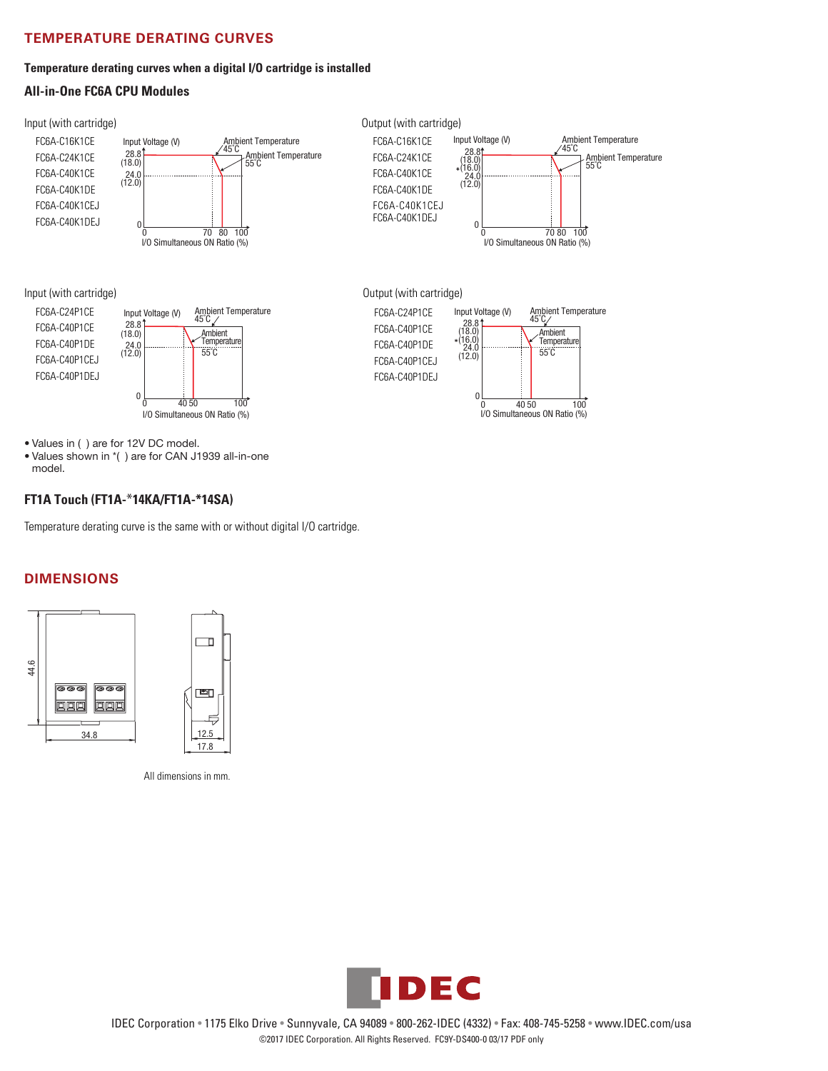## TEMPERATURE DERATING CURVES

**Temperature derating curves when a digital I/O cartridge is installed**

**All-in-One FC6A CPU Modules**

Input (with cartridge)

FC6A-C16K1CE
FC6A-C24K1CE
FC6A-C40K1CE
FC6A-C40K1DE
FC6A-C40K1CEJ
FC6A-C40K1DEJ

Input Voltage (V)
28.8
(18.0)
24.0
(12.0)
0
Ambient Temperature 45°C
Ambient Temperature 55°C
0 70 80 100
I/O Simultaneous ON Ratio (%)

Output (with cartridge)

FC6A-C16K1CE
FC6A-C24K1CE
FC6A-C40K1CE
FC6A-C40K1DE
FC6A-C40K1CEJ
FC6A-C40K1DEJ

Input Voltage (V)
28.8
(18.0)
*(16.0)
24.0
(12.0)
0
Ambient Temperature 45°C
Ambient Temperature 55°C
0 70 80 100
I/O Simultaneous ON Ratio (%)

Input (with cartridge)

FC6A-C24P1CE
FC6A-C40P1CE
FC6A-C40P1DE
FC6A-C40P1CEJ
FC6A-C40P1DEJ

Input Voltage (V)
28.8
(18.0)
24.0
(12.0)
0
Ambient Temperature 45°C
Ambient Temperature 55°C
0 40 50 100
I/O Simultaneous ON Ratio (%)

Output (with cartridge)

FC6A-C24P1CE
FC6A-C40P1CE
FC6A-C40P1DE
FC6A-C40P1CEJ
FC6A-C40P1DEJ

Input Voltage (V)
28.8
(18.0)
*(16.0)
24.0
(12.0)
0
Ambient Temperature 45°C
Ambient Temperature 55°C
0 40 50 100
I/O Simultaneous ON Ratio (%)

- Values in ( ) are for 12V DC model.
- Values shown in *( ) are for CAN J1939 all-in-one model.

**FT1A Touch (FT1A-*14KA/FT1A-*14SA)**

Temperature derating curve is the same with or without digital I/O cartridge.

## DIMENSIONS

44.6
34.8
12.5
17.8

All dimensions in mm.

IDEC Corporation • 1175 Elko Drive • Sunnyvale, CA 94089 • 800-262-IDEC (4332) • Fax: 408-745-5258 • www.IDEC.com/usa

©2017 IDEC Corporation. All Rights Reserved. FC9Y-DS400-0 03/17 PDF only